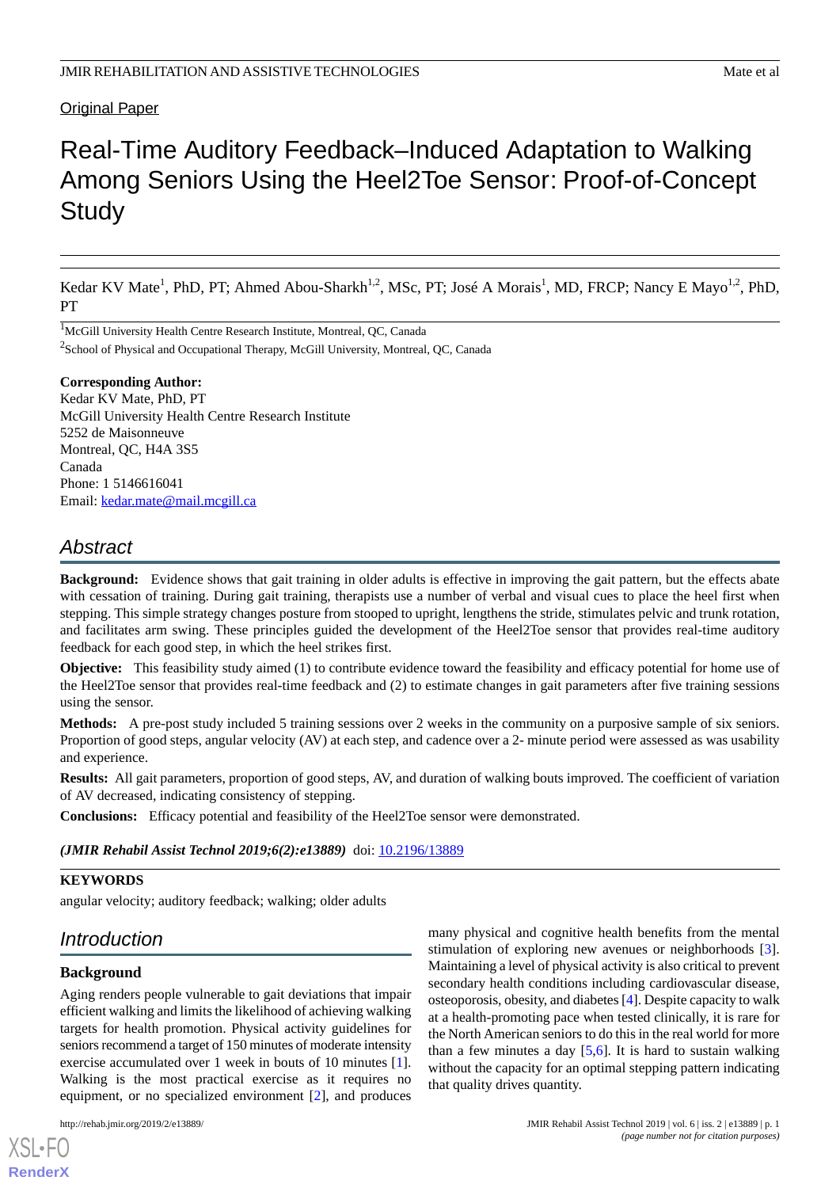Original Paper

# Real-Time Auditory Feedback–Induced Adaptation to Walking Among Seniors Using the Heel2Toe Sensor: Proof-of-Concept Study

Kedar KV Mate[1], PhD, PT; Ahmed Abou-Sharkh[1,2], MSc, PT; José A Morais[1], MD, FRCP; Nancy E Mayo[1,2], PhD, PT

[1]McGill University Health Centre Research Institute, Montreal, QC, Canada

[2]School of Physical and Occupational Therapy, McGill University, Montreal, QC, Canada

**Corresponding Author:**
Kedar KV Mate, PhD, PT
McGill University Health Centre Research Institute
5252 de Maisonneuve
Montreal, QC, H4A 3S5
Canada
Phone: 1 5146616041
Email: kedar.mate@mail.mcgill.ca

## Abstract

**Background:** Evidence shows that gait training in older adults is effective in improving the gait pattern, but the effects abate with cessation of training. During gait training, therapists use a number of verbal and visual cues to place the heel first when stepping. This simple strategy changes posture from stooped to upright, lengthens the stride, stimulates pelvic and trunk rotation, and facilitates arm swing. These principles guided the development of the Heel2Toe sensor that provides real-time auditory feedback for each good step, in which the heel strikes first.

**Objective:** This feasibility study aimed (1) to contribute evidence toward the feasibility and efficacy potential for home use of the Heel2Toe sensor that provides real-time feedback and (2) to estimate changes in gait parameters after five training sessions using the sensor.

**Methods:** A pre-post study included 5 training sessions over 2 weeks in the community on a purposive sample of six seniors. Proportion of good steps, angular velocity (AV) at each step, and cadence over a 2- minute period were assessed as was usability and experience.

**Results:** All gait parameters, proportion of good steps, AV, and duration of walking bouts improved. The coefficient of variation of AV decreased, indicating consistency of stepping.

**Conclusions:** Efficacy potential and feasibility of the Heel2Toe sensor were demonstrated.

***(JMIR Rehabil Assist Technol 2019;6(2):e13889)*** doi: 10.2196/13889

**KEYWORDS**

angular velocity; auditory feedback; walking; older adults

## Introduction

### Background

Aging renders people vulnerable to gait deviations that impair efficient walking and limits the likelihood of achieving walking targets for health promotion. Physical activity guidelines for seniors recommend a target of 150 minutes of moderate intensity exercise accumulated over 1 week in bouts of 10 minutes [1]. Walking is the most practical exercise as it requires no equipment, or no specialized environment [2], and produces many physical and cognitive health benefits from the mental stimulation of exploring new avenues or neighborhoods [3]. Maintaining a level of physical activity is also critical to prevent secondary health conditions including cardiovascular disease, osteoporosis, obesity, and diabetes [4]. Despite capacity to walk at a health-promoting pace when tested clinically, it is rare for the North American seniors to do this in the real world for more than a few minutes a day [5,6]. It is hard to sustain walking without the capacity for an optimal stepping pattern indicating that quality drives quantity.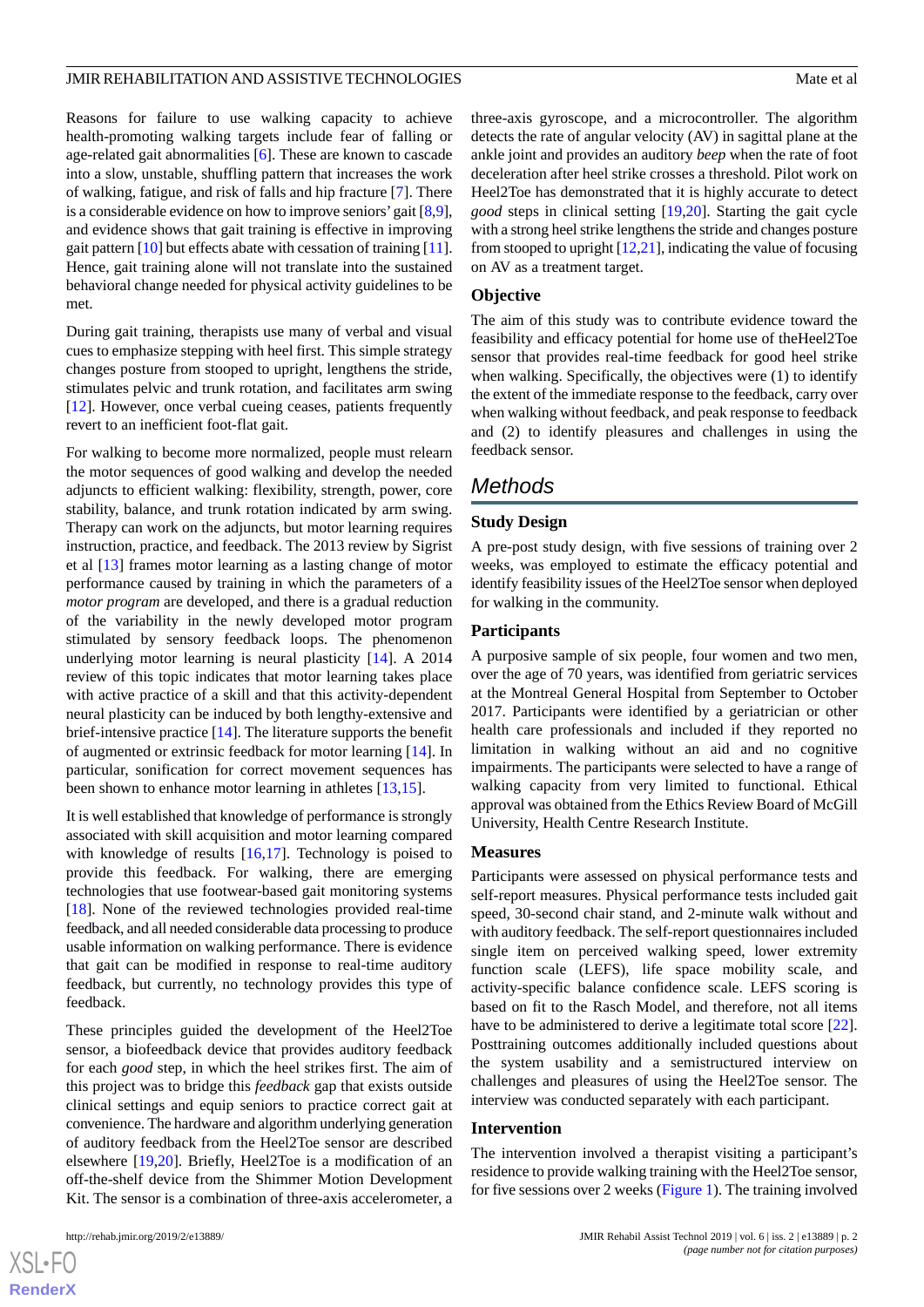Reasons for failure to use walking capacity to achieve health-promoting walking targets include fear of falling or age-related gait abnormalities [6]. These are known to cascade into a slow, unstable, shuffling pattern that increases the work of walking, fatigue, and risk of falls and hip fracture [7]. There is a considerable evidence on how to improve seniors' gait [8,9], and evidence shows that gait training is effective in improving gait pattern [10] but effects abate with cessation of training [11]. Hence, gait training alone will not translate into the sustained behavioral change needed for physical activity guidelines to be met.

During gait training, therapists use many of verbal and visual cues to emphasize stepping with heel first. This simple strategy changes posture from stooped to upright, lengthens the stride, stimulates pelvic and trunk rotation, and facilitates arm swing [12]. However, once verbal cueing ceases, patients frequently revert to an inefficient foot-flat gait.

For walking to become more normalized, people must relearn the motor sequences of good walking and develop the needed adjuncts to efficient walking: flexibility, strength, power, core stability, balance, and trunk rotation indicated by arm swing. Therapy can work on the adjuncts, but motor learning requires instruction, practice, and feedback. The 2013 review by Sigrist et al [13] frames motor learning as a lasting change of motor performance caused by training in which the parameters of a *motor program* are developed, and there is a gradual reduction of the variability in the newly developed motor program stimulated by sensory feedback loops. The phenomenon underlying motor learning is neural plasticity [14]. A 2014 review of this topic indicates that motor learning takes place with active practice of a skill and that this activity-dependent neural plasticity can be induced by both lengthy-extensive and brief-intensive practice [14]. The literature supports the benefit of augmented or extrinsic feedback for motor learning [14]. In particular, sonification for correct movement sequences has been shown to enhance motor learning in athletes [13,15].

It is well established that knowledge of performance is strongly associated with skill acquisition and motor learning compared with knowledge of results [16,17]. Technology is poised to provide this feedback. For walking, there are emerging technologies that use footwear-based gait monitoring systems [18]. None of the reviewed technologies provided real-time feedback, and all needed considerable data processing to produce usable information on walking performance. There is evidence that gait can be modified in response to real-time auditory feedback, but currently, no technology provides this type of feedback.

These principles guided the development of the Heel2Toe sensor, a biofeedback device that provides auditory feedback for each *good* step, in which the heel strikes first. The aim of this project was to bridge this *feedback* gap that exists outside clinical settings and equip seniors to practice correct gait at convenience. The hardware and algorithm underlying generation of auditory feedback from the Heel2Toe sensor are described elsewhere [19,20]. Briefly, Heel2Toe is a modification of an off-the-shelf device from the Shimmer Motion Development Kit. The sensor is a combination of three-axis accelerometer, a three-axis gyroscope, and a microcontroller. The algorithm detects the rate of angular velocity (AV) in sagittal plane at the ankle joint and provides an auditory *beep* when the rate of foot deceleration after heel strike crosses a threshold. Pilot work on Heel2Toe has demonstrated that it is highly accurate to detect *good* steps in clinical setting [19,20]. Starting the gait cycle with a strong heel strike lengthens the stride and changes posture from stooped to upright [12,21], indicating the value of focusing on AV as a treatment target.

### Objective

The aim of this study was to contribute evidence toward the feasibility and efficacy potential for home use of theHeel2Toe sensor that provides real-time feedback for good heel strike when walking. Specifically, the objectives were (1) to identify the extent of the immediate response to the feedback, carry over when walking without feedback, and peak response to feedback and (2) to identify pleasures and challenges in using the feedback sensor.

## Methods

### Study Design

A pre-post study design, with five sessions of training over 2 weeks, was employed to estimate the efficacy potential and identify feasibility issues of the Heel2Toe sensor when deployed for walking in the community.

### Participants

A purposive sample of six people, four women and two men, over the age of 70 years, was identified from geriatric services at the Montreal General Hospital from September to October 2017. Participants were identified by a geriatrician or other health care professionals and included if they reported no limitation in walking without an aid and no cognitive impairments. The participants were selected to have a range of walking capacity from very limited to functional. Ethical approval was obtained from the Ethics Review Board of McGill University, Health Centre Research Institute.

### Measures

Participants were assessed on physical performance tests and self-report measures. Physical performance tests included gait speed, 30-second chair stand, and 2-minute walk without and with auditory feedback. The self-report questionnaires included single item on perceived walking speed, lower extremity function scale (LEFS), life space mobility scale, and activity-specific balance confidence scale. LEFS scoring is based on fit to the Rasch Model, and therefore, not all items have to be administered to derive a legitimate total score [22]. Posttraining outcomes additionally included questions about the system usability and a semistructured interview on challenges and pleasures of using the Heel2Toe sensor. The interview was conducted separately with each participant.

### Intervention

The intervention involved a therapist visiting a participant's residence to provide walking training with the Heel2Toe sensor, for five sessions over 2 weeks (Figure 1). The training involved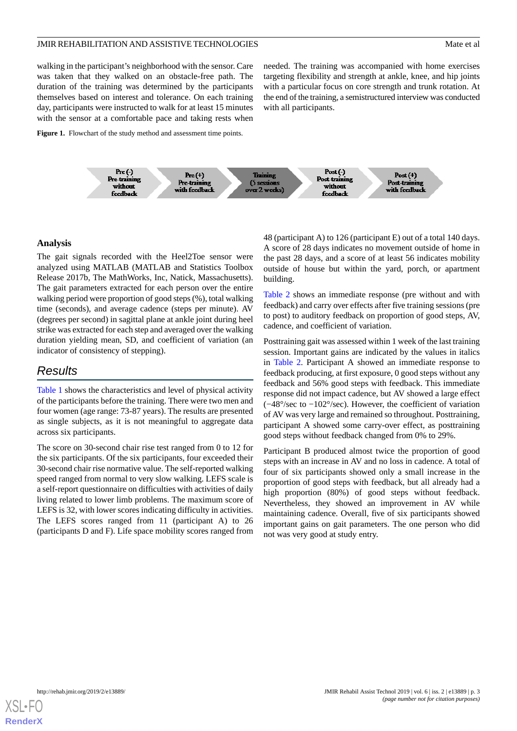walking in the participant's neighborhood with the sensor. Care was taken that they walked on an obstacle-free path. The duration of the training was determined by the participants themselves based on interest and tolerance. On each training day, participants were instructed to walk for at least 15 minutes with the sensor at a comfortable pace and taking rests when needed. The training was accompanied with home exercises targeting flexibility and strength at ankle, knee, and hip joints with a particular focus on core strength and trunk rotation. At the end of the training, a semistructured interview was conducted with all participants.

**Figure 1.** Flowchart of the study method and assessment time points.

Pre (-) Pre-training without feedback → Pre (+) Pre-training with feedback → Training (5 sessions over 2 weeks) → Post (-) Post-training without feedback → Post (+) Post-training with feedback

### Analysis

The gait signals recorded with the Heel2Toe sensor were analyzed using MATLAB (MATLAB and Statistics Toolbox Release 2017b, The MathWorks, Inc, Natick, Massachusetts). The gait parameters extracted for each person over the entire walking period were proportion of good steps (%), total walking time (seconds), and average cadence (steps per minute). AV (degrees per second) in sagittal plane at ankle joint during heel strike was extracted for each step and averaged over the walking duration yielding mean, SD, and coefficient of variation (an indicator of consistency of stepping).

## Results

Table 1 shows the characteristics and level of physical activity of the participants before the training. There were two men and four women (age range: 73-87 years). The results are presented as single subjects, as it is not meaningful to aggregate data across six participants.

The score on 30-second chair rise test ranged from 0 to 12 for the six participants. Of the six participants, four exceeded their 30-second chair rise normative value. The self-reported walking speed ranged from normal to very slow walking. LEFS scale is a self-report questionnaire on difficulties with activities of daily living related to lower limb problems. The maximum score of LEFS is 32, with lower scores indicating difficulty in activities. The LEFS scores ranged from 11 (participant A) to 26 (participants D and F). Life space mobility scores ranged from 48 (participant A) to 126 (participant E) out of a total 140 days. A score of 28 days indicates no movement outside of home in the past 28 days, and a score of at least 56 indicates mobility outside of house but within the yard, porch, or apartment building.

Table 2 shows an immediate response (pre without and with feedback) and carry over effects after five training sessions (pre to post) to auditory feedback on proportion of good steps, AV, cadence, and coefficient of variation.

Posttraining gait was assessed within 1 week of the last training session. Important gains are indicated by the values in italics in Table 2. Participant A showed an immediate response to feedback producing, at first exposure, 0 good steps without any feedback and 56% good steps with feedback. This immediate response did not impact cadence, but AV showed a large effect (−48°/sec to −102°/sec). However, the coefficient of variation of AV was very large and remained so throughout. Posttraining, participant A showed some carry-over effect, as posttraining good steps without feedback changed from 0% to 29%.

Participant B produced almost twice the proportion of good steps with an increase in AV and no loss in cadence. A total of four of six participants showed only a small increase in the proportion of good steps with feedback, but all already had a high proportion (80%) of good steps without feedback. Nevertheless, they showed an improvement in AV while maintaining cadence. Overall, five of six participants showed important gains on gait parameters. The one person who did not was very good at study entry.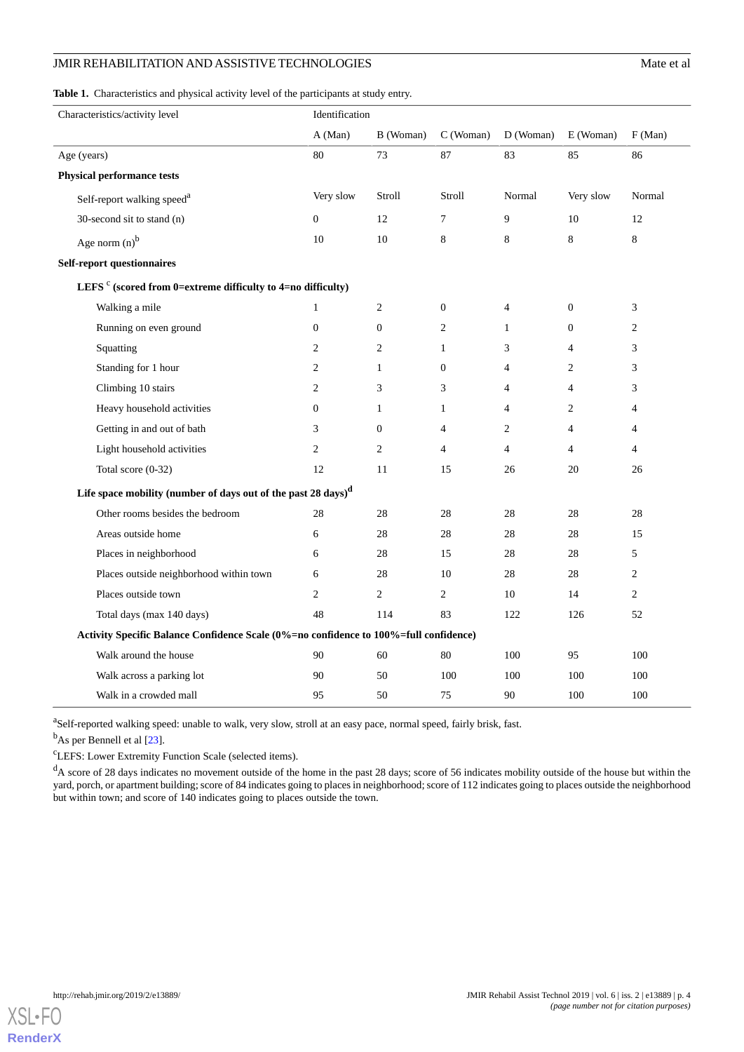**Table 1.** Characteristics and physical activity level of the participants at study entry.

| Characteristics/activity level | Identification | | | | | |
|---|---|---|---|---|---|---|
| | A (Man) | B (Woman) | C (Woman) | D (Woman) | E (Woman) | F (Man) |
| Age (years) | 80 | 73 | 87 | 83 | 85 | 86 |
| **Physical performance tests** | | | | | | |
| Self-report walking speed[a] | Very slow | Stroll | Stroll | Normal | Very slow | Normal |
| 30-second sit to stand (n) | 0 | 12 | 7 | 9 | 10 | 12 |
| Age norm (n)[b] | 10 | 10 | 8 | 8 | 8 | 8 |
| **Self-report questionnaires** | | | | | | |
| **LEFS [c] (scored from 0=extreme difficulty to 4=no difficulty)** | | | | | | |
| Walking a mile | 1 | 2 | 0 | 4 | 0 | 3 |
| Running on even ground | 0 | 0 | 2 | 1 | 0 | 2 |
| Squatting | 2 | 2 | 1 | 3 | 4 | 3 |
| Standing for 1 hour | 2 | 1 | 0 | 4 | 2 | 3 |
| Climbing 10 stairs | 2 | 3 | 3 | 4 | 4 | 3 |
| Heavy household activities | 0 | 1 | 1 | 4 | 2 | 4 |
| Getting in and out of bath | 3 | 0 | 4 | 2 | 4 | 4 |
| Light household activities | 2 | 2 | 4 | 4 | 4 | 4 |
| Total score (0-32) | 12 | 11 | 15 | 26 | 20 | 26 |
| **Life space mobility (number of days out of the past 28 days)[d]** | | | | | | |
| Other rooms besides the bedroom | 28 | 28 | 28 | 28 | 28 | 28 |
| Areas outside home | 6 | 28 | 28 | 28 | 28 | 15 |
| Places in neighborhood | 6 | 28 | 15 | 28 | 28 | 5 |
| Places outside neighborhood within town | 6 | 28 | 10 | 28 | 28 | 2 |
| Places outside town | 2 | 2 | 2 | 10 | 14 | 2 |
| Total days (max 140 days) | 48 | 114 | 83 | 122 | 126 | 52 |
| **Activity Specific Balance Confidence Scale (0%=no confidence to 100%=full confidence)** | | | | | | |
| Walk around the house | 90 | 60 | 80 | 100 | 95 | 100 |
| Walk across a parking lot | 90 | 50 | 100 | 100 | 100 | 100 |
| Walk in a crowded mall | 95 | 50 | 75 | 90 | 100 | 100 |

[a]Self-reported walking speed: unable to walk, very slow, stroll at an easy pace, normal speed, fairly brisk, fast.

[b]As per Bennell et al [23].

[c]LEFS: Lower Extremity Function Scale (selected items).

[d]A score of 28 days indicates no movement outside of the home in the past 28 days; score of 56 indicates mobility outside of the house but within the yard, porch, or apartment building; score of 84 indicates going to places in neighborhood; score of 112 indicates going to places outside the neighborhood but within town; and score of 140 indicates going to places outside the town.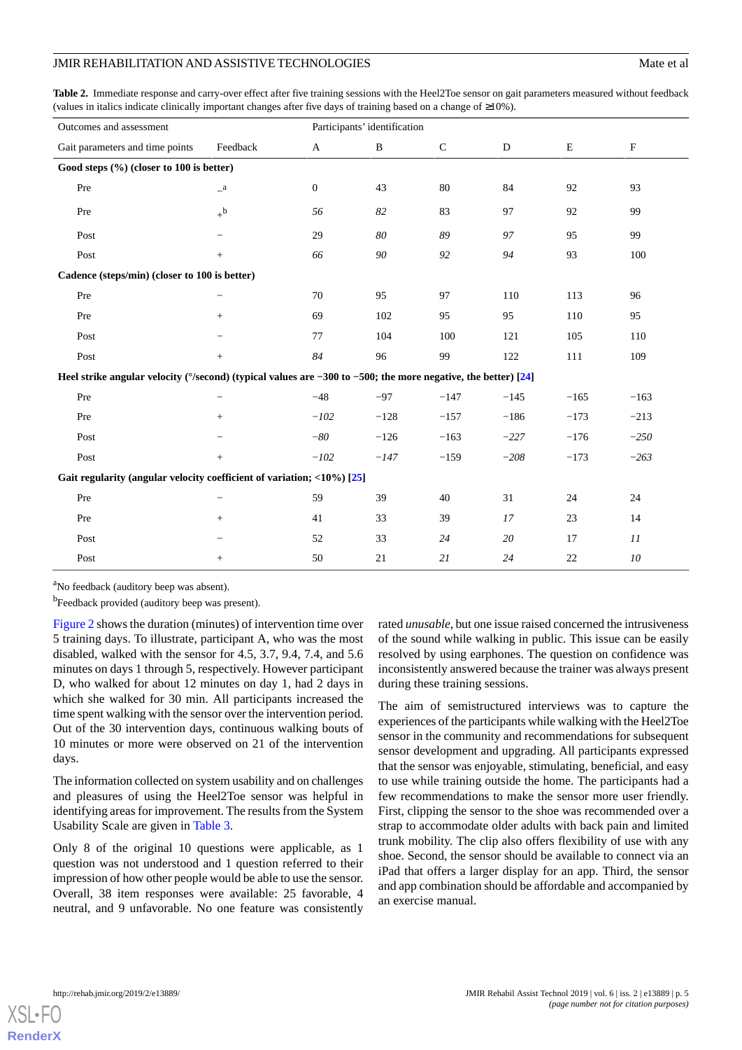**Table 2.** Immediate response and carry-over effect after five training sessions with the Heel2Toe sensor on gait parameters measured without feedback (values in italics indicate clinically important changes after five days of training based on a change of ≥10%).

| Outcomes and assessment | | Participants' identification | | | | | |
|---|---|---|---|---|---|---|---|
| Gait parameters and time points | Feedback | A | B | C | D | E | F |
| **Good steps (%) (closer to 100 is better)** | | | | | | | |
| Pre | –[a] | 0 | 43 | 80 | 84 | 92 | 93 |
| Pre | +[b] | *56* | *82* | 83 | 97 | 92 | 99 |
| Post | – | 29 | *80* | *89* | *97* | 95 | 99 |
| Post | + | *66* | *90* | *92* | *94* | 93 | 100 |
| **Cadence (steps/min) (closer to 100 is better)** | | | | | | | |
| Pre | – | 70 | 95 | 97 | 110 | 113 | 96 |
| Pre | + | 69 | 102 | 95 | 95 | 110 | 95 |
| Post | – | 77 | 104 | 100 | 121 | 105 | 110 |
| Post | + | *84* | 96 | 99 | 122 | 111 | 109 |
| **Heel strike angular velocity (°/second) (typical values are −300 to −500; the more negative, the better) [24]** | | | | | | | |
| Pre | – | −48 | −97 | −147 | −145 | −165 | −163 |
| Pre | + | *−102* | −128 | −157 | −186 | −173 | −213 |
| Post | – | *−80* | −126 | −163 | *−227* | −176 | *−250* |
| Post | + | *−102* | *−147* | −159 | *−208* | −173 | *−263* |
| **Gait regularity (angular velocity coefficient of variation; <10%) [25]** | | | | | | | |
| Pre | – | 59 | 39 | 40 | 31 | 24 | 24 |
| Pre | + | 41 | 33 | 39 | *17* | 23 | 14 |
| Post | – | 52 | 33 | *24* | *20* | 17 | *11* |
| Post | + | 50 | 21 | *21* | *24* | 22 | *10* |

[a]No feedback (auditory beep was absent).

[b]Feedback provided (auditory beep was present).

Figure 2 shows the duration (minutes) of intervention time over 5 training days. To illustrate, participant A, who was the most disabled, walked with the sensor for 4.5, 3.7, 9.4, 7.4, and 5.6 minutes on days 1 through 5, respectively. However participant D, who walked for about 12 minutes on day 1, had 2 days in which she walked for 30 min. All participants increased the time spent walking with the sensor over the intervention period. Out of the 30 intervention days, continuous walking bouts of 10 minutes or more were observed on 21 of the intervention days.

The information collected on system usability and on challenges and pleasures of using the Heel2Toe sensor was helpful in identifying areas for improvement. The results from the System Usability Scale are given in Table 3.

Only 8 of the original 10 questions were applicable, as 1 question was not understood and 1 question referred to their impression of how other people would be able to use the sensor. Overall, 38 item responses were available: 25 favorable, 4 neutral, and 9 unfavorable. No one feature was consistently rated *unusable*, but one issue raised concerned the intrusiveness of the sound while walking in public. This issue can be easily resolved by using earphones. The question on confidence was inconsistently answered because the trainer was always present during these training sessions.

The aim of semistructured interviews was to capture the experiences of the participants while walking with the Heel2Toe sensor in the community and recommendations for subsequent sensor development and upgrading. All participants expressed that the sensor was enjoyable, stimulating, beneficial, and easy to use while training outside the home. The participants had a few recommendations to make the sensor more user friendly. First, clipping the sensor to the shoe was recommended over a strap to accommodate older adults with back pain and limited trunk mobility. The clip also offers flexibility of use with any shoe. Second, the sensor should be available to connect via an iPad that offers a larger display for an app. Third, the sensor and app combination should be affordable and accompanied by an exercise manual.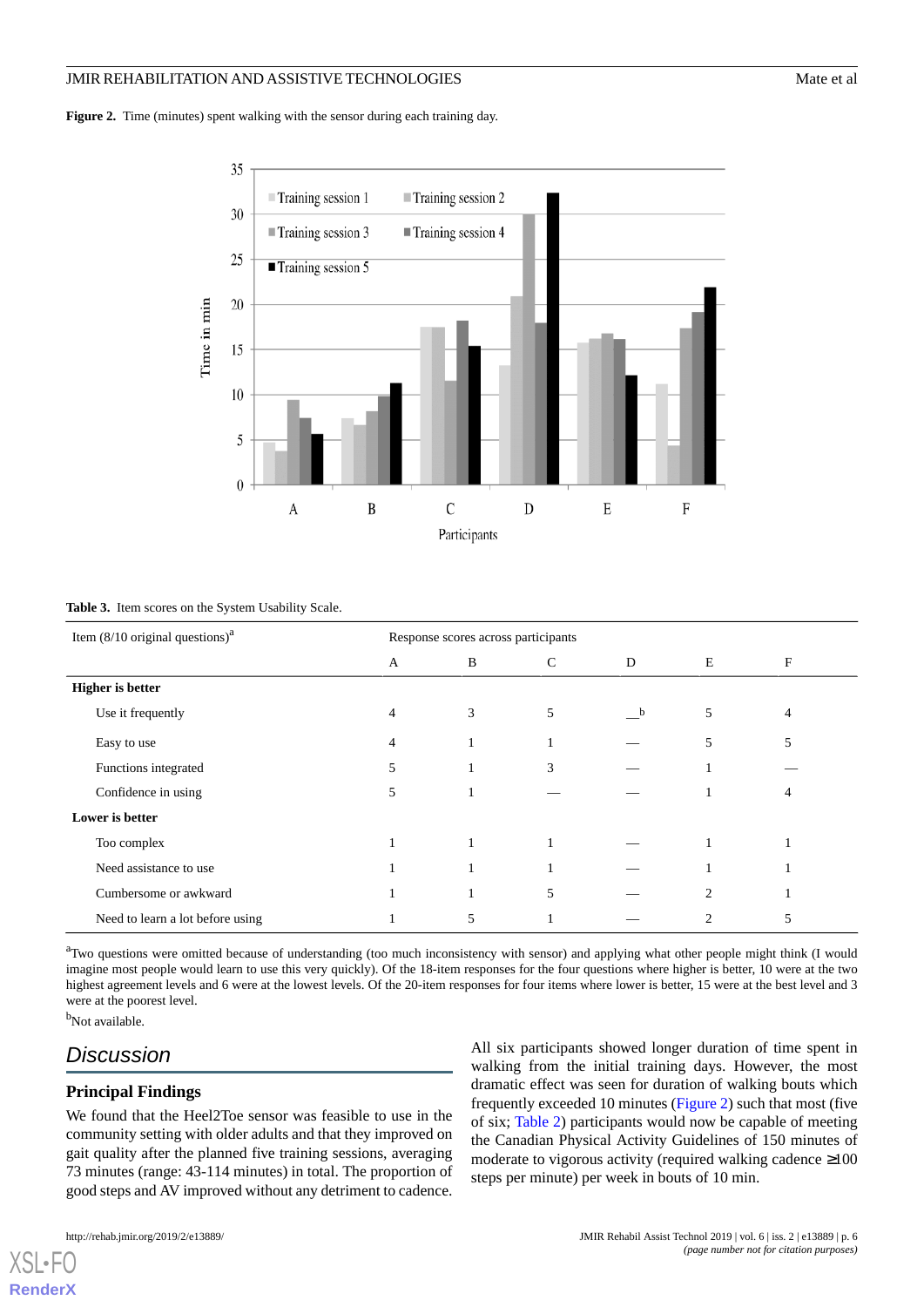**Figure 2.** Time (minutes) spent walking with the sensor during each training day.

**Table 3.** Item scores on the System Usability Scale.

| Item (8/10 original questions)[a] | Response scores across participants | | | | | |
|---|---|---|---|---|---|---|
| | A | B | C | D | E | F |
| **Higher is better** | | | | | | |
| Use it frequently | 4 | 3 | 5 | —[b] | 5 | 4 |
| Easy to use | 4 | 1 | 1 | — | 5 | 5 |
| Functions integrated | 5 | 1 | 3 | — | 1 | — |
| Confidence in using | 5 | 1 | — | — | 1 | 4 |
| **Lower is better** | | | | | | |
| Too complex | 1 | 1 | 1 | — | 1 | 1 |
| Need assistance to use | 1 | 1 | 1 | — | 1 | 1 |
| Cumbersome or awkward | 1 | 1 | 5 | — | 2 | 1 |
| Need to learn a lot before using | 1 | 5 | 1 | — | 2 | 5 |

[a]Two questions were omitted because of understanding (too much inconsistency with sensor) and applying what other people might think (I would imagine most people would learn to use this very quickly). Of the 18-item responses for the four questions where higher is better, 10 were at the two highest agreement levels and 6 were at the lowest levels. Of the 20-item responses for four items where lower is better, 15 were at the best level and 3 were at the poorest level.

[b]Not available.

## Discussion

### Principal Findings

We found that the Heel2Toe sensor was feasible to use in the community setting with older adults and that they improved on gait quality after the planned five training sessions, averaging 73 minutes (range: 43-114 minutes) in total. The proportion of good steps and AV improved without any detriment to cadence.

All six participants showed longer duration of time spent in walking from the initial training days. However, the most dramatic effect was seen for duration of walking bouts which frequently exceeded 10 minutes (Figure 2) such that most (five of six; Table 2) participants would now be capable of meeting the Canadian Physical Activity Guidelines of 150 minutes of moderate to vigorous activity (required walking cadence ≥100 steps per minute) per week in bouts of 10 min.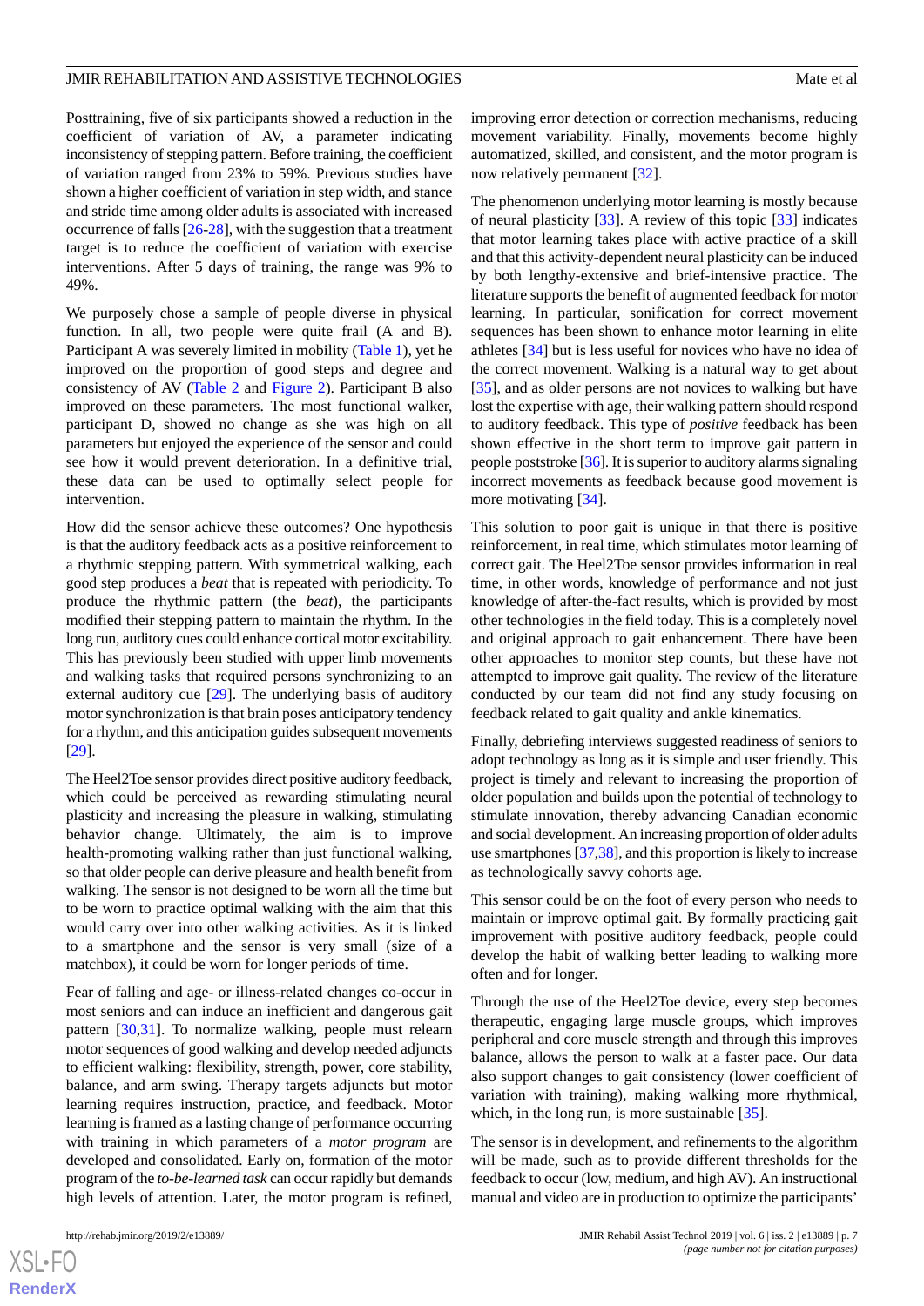Posttraining, five of six participants showed a reduction in the coefficient of variation of AV, a parameter indicating inconsistency of stepping pattern. Before training, the coefficient of variation ranged from 23% to 59%. Previous studies have shown a higher coefficient of variation in step width, and stance and stride time among older adults is associated with increased occurrence of falls [26-28], with the suggestion that a treatment target is to reduce the coefficient of variation with exercise interventions. After 5 days of training, the range was 9% to 49%.

We purposely chose a sample of people diverse in physical function. In all, two people were quite frail (A and B). Participant A was severely limited in mobility (Table 1), yet he improved on the proportion of good steps and degree and consistency of AV (Table 2 and Figure 2). Participant B also improved on these parameters. The most functional walker, participant D, showed no change as she was high on all parameters but enjoyed the experience of the sensor and could see how it would prevent deterioration. In a definitive trial, these data can be used to optimally select people for intervention.

How did the sensor achieve these outcomes? One hypothesis is that the auditory feedback acts as a positive reinforcement to a rhythmic stepping pattern. With symmetrical walking, each good step produces a *beat* that is repeated with periodicity. To produce the rhythmic pattern (the *beat*), the participants modified their stepping pattern to maintain the rhythm. In the long run, auditory cues could enhance cortical motor excitability. This has previously been studied with upper limb movements and walking tasks that required persons synchronizing to an external auditory cue [29]. The underlying basis of auditory motor synchronization is that brain poses anticipatory tendency for a rhythm, and this anticipation guides subsequent movements [29].

The Heel2Toe sensor provides direct positive auditory feedback, which could be perceived as rewarding stimulating neural plasticity and increasing the pleasure in walking, stimulating behavior change. Ultimately, the aim is to improve health-promoting walking rather than just functional walking, so that older people can derive pleasure and health benefit from walking. The sensor is not designed to be worn all the time but to be worn to practice optimal walking with the aim that this would carry over into other walking activities. As it is linked to a smartphone and the sensor is very small (size of a matchbox), it could be worn for longer periods of time.

Fear of falling and age- or illness-related changes co-occur in most seniors and can induce an inefficient and dangerous gait pattern [30,31]. To normalize walking, people must relearn motor sequences of good walking and develop needed adjuncts to efficient walking: flexibility, strength, power, core stability, balance, and arm swing. Therapy targets adjuncts but motor learning requires instruction, practice, and feedback. Motor learning is framed as a lasting change of performance occurring with training in which parameters of a *motor program* are developed and consolidated. Early on, formation of the motor program of the *to-be-learned task* can occur rapidly but demands high levels of attention. Later, the motor program is refined, improving error detection or correction mechanisms, reducing movement variability. Finally, movements become highly automatized, skilled, and consistent, and the motor program is now relatively permanent [32].

The phenomenon underlying motor learning is mostly because of neural plasticity [33]. A review of this topic [33] indicates that motor learning takes place with active practice of a skill and that this activity-dependent neural plasticity can be induced by both lengthy-extensive and brief-intensive practice. The literature supports the benefit of augmented feedback for motor learning. In particular, sonification for correct movement sequences has been shown to enhance motor learning in elite athletes [34] but is less useful for novices who have no idea of the correct movement. Walking is a natural way to get about [35], and as older persons are not novices to walking but have lost the expertise with age, their walking pattern should respond to auditory feedback. This type of *positive* feedback has been shown effective in the short term to improve gait pattern in people poststroke [36]. It is superior to auditory alarms signaling incorrect movements as feedback because good movement is more motivating [34].

This solution to poor gait is unique in that there is positive reinforcement, in real time, which stimulates motor learning of correct gait. The Heel2Toe sensor provides information in real time, in other words, knowledge of performance and not just knowledge of after-the-fact results, which is provided by most other technologies in the field today. This is a completely novel and original approach to gait enhancement. There have been other approaches to monitor step counts, but these have not attempted to improve gait quality. The review of the literature conducted by our team did not find any study focusing on feedback related to gait quality and ankle kinematics.

Finally, debriefing interviews suggested readiness of seniors to adopt technology as long as it is simple and user friendly. This project is timely and relevant to increasing the proportion of older population and builds upon the potential of technology to stimulate innovation, thereby advancing Canadian economic and social development. An increasing proportion of older adults use smartphones [37,38], and this proportion is likely to increase as technologically savvy cohorts age.

This sensor could be on the foot of every person who needs to maintain or improve optimal gait. By formally practicing gait improvement with positive auditory feedback, people could develop the habit of walking better leading to walking more often and for longer.

Through the use of the Heel2Toe device, every step becomes therapeutic, engaging large muscle groups, which improves peripheral and core muscle strength and through this improves balance, allows the person to walk at a faster pace. Our data also support changes to gait consistency (lower coefficient of variation with training), making walking more rhythmical, which, in the long run, is more sustainable [35].

The sensor is in development, and refinements to the algorithm will be made, such as to provide different thresholds for the feedback to occur (low, medium, and high AV). An instructional manual and video are in production to optimize the participants'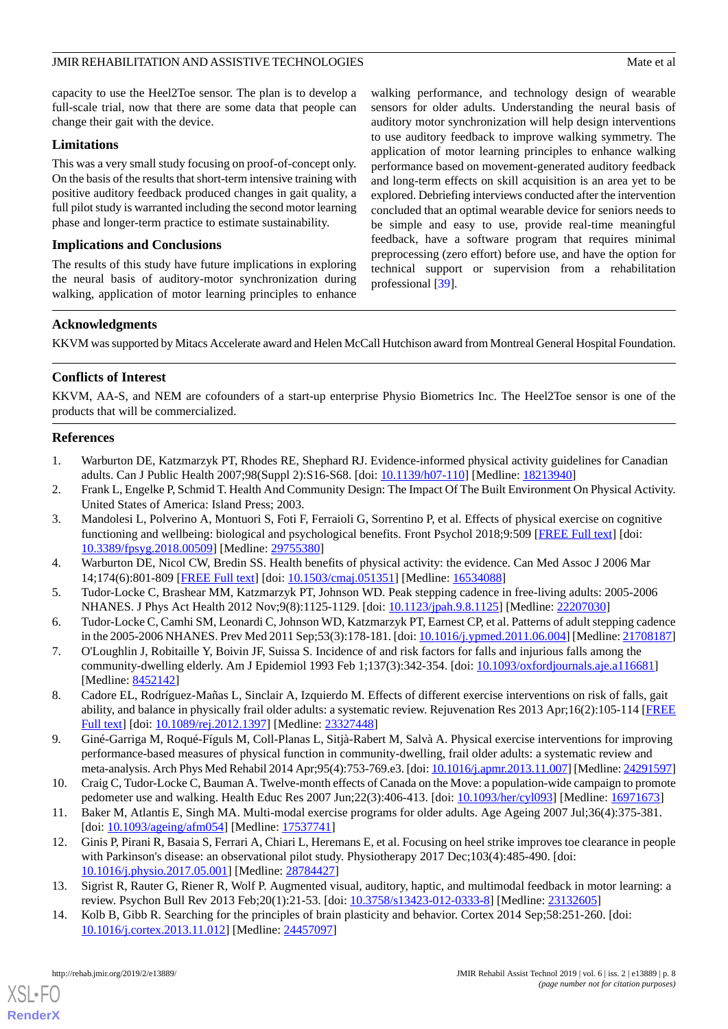capacity to use the Heel2Toe sensor. The plan is to develop a full-scale trial, now that there are some data that people can change their gait with the device.

### Limitations

This was a very small study focusing on proof-of-concept only. On the basis of the results that short-term intensive training with positive auditory feedback produced changes in gait quality, a full pilot study is warranted including the second motor learning phase and longer-term practice to estimate sustainability.

### Implications and Conclusions

The results of this study have future implications in exploring the neural basis of auditory-motor synchronization during walking, application of motor learning principles to enhance walking performance, and technology design of wearable sensors for older adults. Understanding the neural basis of auditory motor synchronization will help design interventions to use auditory feedback to improve walking symmetry. The application of motor learning principles to enhance walking performance based on movement-generated auditory feedback and long-term effects on skill acquisition is an area yet to be explored. Debriefing interviews conducted after the intervention concluded that an optimal wearable device for seniors needs to be simple and easy to use, provide real-time meaningful feedback, have a software program that requires minimal preprocessing (zero effort) before use, and have the option for technical support or supervision from a rehabilitation professional [39].

## Acknowledgments

KKVM was supported by Mitacs Accelerate award and Helen McCall Hutchison award from Montreal General Hospital Foundation.

## Conflicts of Interest

KKVM, AA-S, and NEM are cofounders of a start-up enterprise Physio Biometrics Inc. The Heel2Toe sensor is one of the products that will be commercialized.

## References

1. Warburton DE, Katzmarzyk PT, Rhodes RE, Shephard RJ. Evidence-informed physical activity guidelines for Canadian adults. Can J Public Health 2007;98(Suppl 2):S16-S68. [doi: 10.1139/h07-110] [Medline: 18213940]
2. Frank L, Engelke P, Schmid T. Health And Community Design: The Impact Of The Built Environment On Physical Activity. United States of America: Island Press; 2003.
3. Mandolesi L, Polverino A, Montuori S, Foti F, Ferraioli G, Sorrentino P, et al. Effects of physical exercise on cognitive functioning and wellbeing: biological and psychological benefits. Front Psychol 2018;9:509 [FREE Full text] [doi: 10.3389/fpsyg.2018.00509] [Medline: 29755380]
4. Warburton DE, Nicol CW, Bredin SS. Health benefits of physical activity: the evidence. Can Med Assoc J 2006 Mar 14;174(6):801-809 [FREE Full text] [doi: 10.1503/cmaj.051351] [Medline: 16534088]
5. Tudor-Locke C, Brashear MM, Katzmarzyk PT, Johnson WD. Peak stepping cadence in free-living adults: 2005-2006 NHANES. J Phys Act Health 2012 Nov;9(8):1125-1129. [doi: 10.1123/jpah.9.8.1125] [Medline: 22207030]
6. Tudor-Locke C, Camhi SM, Leonardi C, Johnson WD, Katzmarzyk PT, Earnest CP, et al. Patterns of adult stepping cadence in the 2005-2006 NHANES. Prev Med 2011 Sep;53(3):178-181. [doi: 10.1016/j.ypmed.2011.06.004] [Medline: 21708187]
7. O'Loughlin J, Robitaille Y, Boivin JF, Suissa S. Incidence of and risk factors for falls and injurious falls among the community-dwelling elderly. Am J Epidemiol 1993 Feb 1;137(3):342-354. [doi: 10.1093/oxfordjournals.aje.a116681] [Medline: 8452142]
8. Cadore EL, Rodríguez-Mañas L, Sinclair A, Izquierdo M. Effects of different exercise interventions on risk of falls, gait ability, and balance in physically frail older adults: a systematic review. Rejuvenation Res 2013 Apr;16(2):105-114 [FREE Full text] [doi: 10.1089/rej.2012.1397] [Medline: 23327448]
9. Giné-Garriga M, Roqué-Fíguls M, Coll-Planas L, Sitjà-Rabert M, Salvà A. Physical exercise interventions for improving performance-based measures of physical function in community-dwelling, frail older adults: a systematic review and meta-analysis. Arch Phys Med Rehabil 2014 Apr;95(4):753-769.e3. [doi: 10.1016/j.apmr.2013.11.007] [Medline: 24291597]
10. Craig C, Tudor-Locke C, Bauman A. Twelve-month effects of Canada on the Move: a population-wide campaign to promote pedometer use and walking. Health Educ Res 2007 Jun;22(3):406-413. [doi: 10.1093/her/cyl093] [Medline: 16971673]
11. Baker M, Atlantis E, Singh MA. Multi-modal exercise programs for older adults. Age Ageing 2007 Jul;36(4):375-381. [doi: 10.1093/ageing/afm054] [Medline: 17537741]
12. Ginis P, Pirani R, Basaia S, Ferrari A, Chiari L, Heremans E, et al. Focusing on heel strike improves toe clearance in people with Parkinson's disease: an observational pilot study. Physiotherapy 2017 Dec;103(4):485-490. [doi: 10.1016/j.physio.2017.05.001] [Medline: 28784427]
13. Sigrist R, Rauter G, Riener R, Wolf P. Augmented visual, auditory, haptic, and multimodal feedback in motor learning: a review. Psychon Bull Rev 2013 Feb;20(1):21-53. [doi: 10.3758/s13423-012-0333-8] [Medline: 23132605]
14. Kolb B, Gibb R. Searching for the principles of brain plasticity and behavior. Cortex 2014 Sep;58:251-260. [doi: 10.1016/j.cortex.2013.11.012] [Medline: 24457097]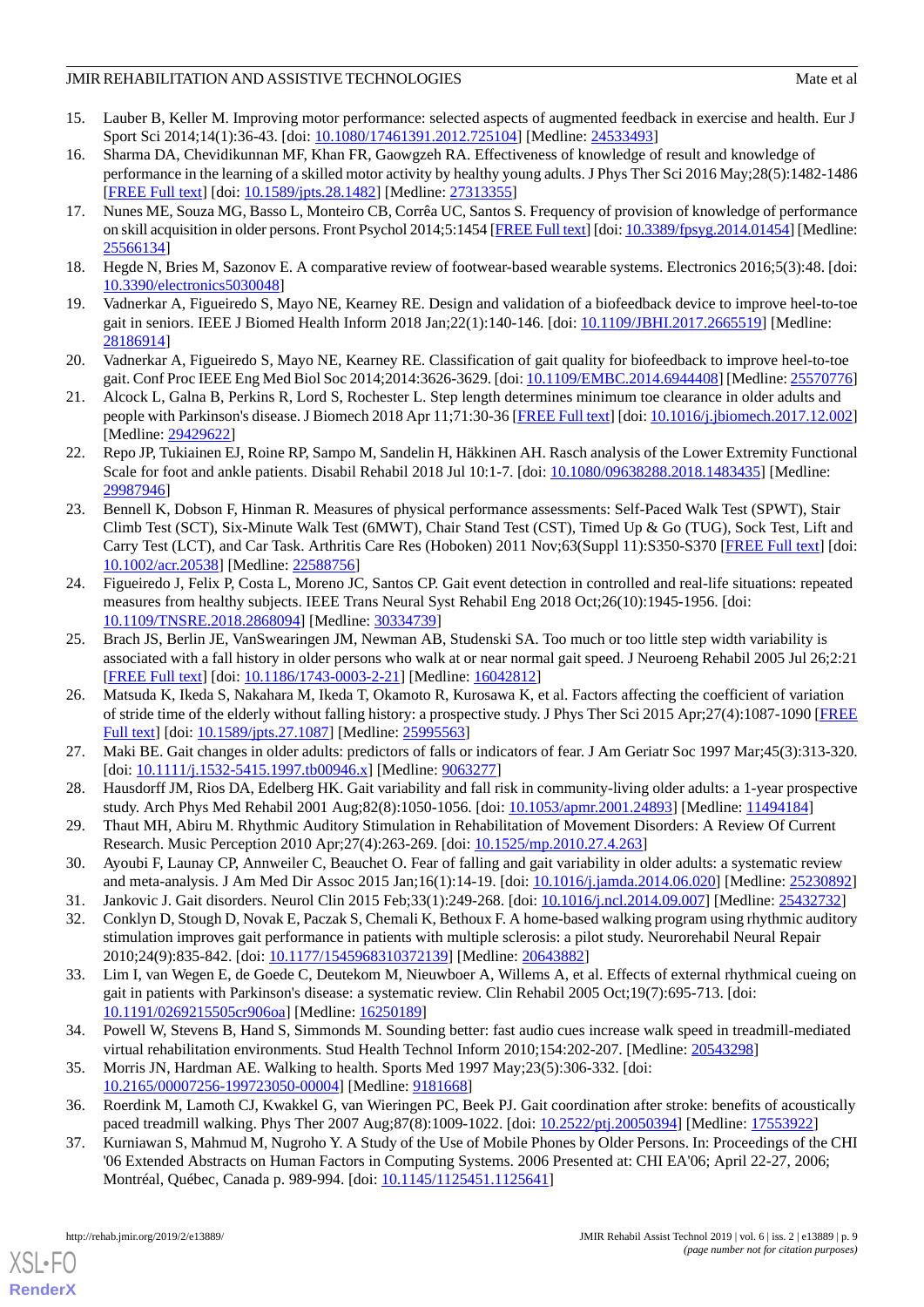15. Lauber B, Keller M. Improving motor performance: selected aspects of augmented feedback in exercise and health. Eur J Sport Sci 2014;14(1):36-43. [doi: 10.1080/17461391.2012.725104] [Medline: 24533493]
16. Sharma DA, Chevidikunnan MF, Khan FR, Gaowgzeh RA. Effectiveness of knowledge of result and knowledge of performance in the learning of a skilled motor activity by healthy young adults. J Phys Ther Sci 2016 May;28(5):1482-1486 [FREE Full text] [doi: 10.1589/jpts.28.1482] [Medline: 27313355]
17. Nunes ME, Souza MG, Basso L, Monteiro CB, Corrêa UC, Santos S. Frequency of provision of knowledge of performance on skill acquisition in older persons. Front Psychol 2014;5:1454 [FREE Full text] [doi: 10.3389/fpsyg.2014.01454] [Medline: 25566134]
18. Hegde N, Bries M, Sazonov E. A comparative review of footwear-based wearable systems. Electronics 2016;5(3):48. [doi: 10.3390/electronics5030048]
19. Vadnerkar A, Figueiredo S, Mayo NE, Kearney RE. Design and validation of a biofeedback device to improve heel-to-toe gait in seniors. IEEE J Biomed Health Inform 2018 Jan;22(1):140-146. [doi: 10.1109/JBHI.2017.2665519] [Medline: 28186914]
20. Vadnerkar A, Figueiredo S, Mayo NE, Kearney RE. Classification of gait quality for biofeedback to improve heel-to-toe gait. Conf Proc IEEE Eng Med Biol Soc 2014;2014:3626-3629. [doi: 10.1109/EMBC.2014.6944408] [Medline: 25570776]
21. Alcock L, Galna B, Perkins R, Lord S, Rochester L. Step length determines minimum toe clearance in older adults and people with Parkinson's disease. J Biomech 2018 Apr 11;71:30-36 [FREE Full text] [doi: 10.1016/j.jbiomech.2017.12.002] [Medline: 29429622]
22. Repo JP, Tukiainen EJ, Roine RP, Sampo M, Sandelin H, Häkkinen AH. Rasch analysis of the Lower Extremity Functional Scale for foot and ankle patients. Disabil Rehabil 2018 Jul 10:1-7. [doi: 10.1080/09638288.2018.1483435] [Medline: 29987946]
23. Bennell K, Dobson F, Hinman R. Measures of physical performance assessments: Self-Paced Walk Test (SPWT), Stair Climb Test (SCT), Six-Minute Walk Test (6MWT), Chair Stand Test (CST), Timed Up & Go (TUG), Sock Test, Lift and Carry Test (LCT), and Car Task. Arthritis Care Res (Hoboken) 2011 Nov;63(Suppl 11):S350-S370 [FREE Full text] [doi: 10.1002/acr.20538] [Medline: 22588756]
24. Figueiredo J, Felix P, Costa L, Moreno JC, Santos CP. Gait event detection in controlled and real-life situations: repeated measures from healthy subjects. IEEE Trans Neural Syst Rehabil Eng 2018 Oct;26(10):1945-1956. [doi: 10.1109/TNSRE.2018.2868094] [Medline: 30334739]
25. Brach JS, Berlin JE, VanSwearingen JM, Newman AB, Studenski SA. Too much or too little step width variability is associated with a fall history in older persons who walk at or near normal gait speed. J Neuroeng Rehabil 2005 Jul 26;2:21 [FREE Full text] [doi: 10.1186/1743-0003-2-21] [Medline: 16042812]
26. Matsuda K, Ikeda S, Nakahara M, Ikeda T, Okamoto R, Kurosawa K, et al. Factors affecting the coefficient of variation of stride time of the elderly without falling history: a prospective study. J Phys Ther Sci 2015 Apr;27(4):1087-1090 [FREE Full text] [doi: 10.1589/jpts.27.1087] [Medline: 25995563]
27. Maki BE. Gait changes in older adults: predictors of falls or indicators of fear. J Am Geriatr Soc 1997 Mar;45(3):313-320. [doi: 10.1111/j.1532-5415.1997.tb00946.x] [Medline: 9063277]
28. Hausdorff JM, Rios DA, Edelberg HK. Gait variability and fall risk in community-living older adults: a 1-year prospective study. Arch Phys Med Rehabil 2001 Aug;82(8):1050-1056. [doi: 10.1053/apmr.2001.24893] [Medline: 11494184]
29. Thaut MH, Abiru M. Rhythmic Auditory Stimulation in Rehabilitation of Movement Disorders: A Review Of Current Research. Music Perception 2010 Apr;27(4):263-269. [doi: 10.1525/mp.2010.27.4.263]
30. Ayoubi F, Launay CP, Annweiler C, Beauchet O. Fear of falling and gait variability in older adults: a systematic review and meta-analysis. J Am Med Dir Assoc 2015 Jan;16(1):14-19. [doi: 10.1016/j.jamda.2014.06.020] [Medline: 25230892]
31. Jankovic J. Gait disorders. Neurol Clin 2015 Feb;33(1):249-268. [doi: 10.1016/j.ncl.2014.09.007] [Medline: 25432732]
32. Conklyn D, Stough D, Novak E, Paczak S, Chemali K, Bethoux F. A home-based walking program using rhythmic auditory stimulation improves gait performance in patients with multiple sclerosis: a pilot study. Neurorehabil Neural Repair 2010;24(9):835-842. [doi: 10.1177/1545968310372139] [Medline: 20643882]
33. Lim I, van Wegen E, de Goede C, Deutekom M, Nieuwboer A, Willems A, et al. Effects of external rhythmical cueing on gait in patients with Parkinson's disease: a systematic review. Clin Rehabil 2005 Oct;19(7):695-713. [doi: 10.1191/0269215505cr906oa] [Medline: 16250189]
34. Powell W, Stevens B, Hand S, Simmonds M. Sounding better: fast audio cues increase walk speed in treadmill-mediated virtual rehabilitation environments. Stud Health Technol Inform 2010;154:202-207. [Medline: 20543298]
35. Morris JN, Hardman AE. Walking to health. Sports Med 1997 May;23(5):306-332. [doi: 10.2165/00007256-199723050-00004] [Medline: 9181668]
36. Roerdink M, Lamoth CJ, Kwakkel G, van Wieringen PC, Beek PJ. Gait coordination after stroke: benefits of acoustically paced treadmill walking. Phys Ther 2007 Aug;87(8):1009-1022. [doi: 10.2522/ptj.20050394] [Medline: 17553922]
37. Kurniawan S, Mahmud M, Nugroho Y. A Study of the Use of Mobile Phones by Older Persons. In: Proceedings of the CHI '06 Extended Abstracts on Human Factors in Computing Systems. 2006 Presented at: CHI EA'06; April 22-27, 2006; Montréal, Québec, Canada p. 989-994. [doi: 10.1145/1125451.1125641]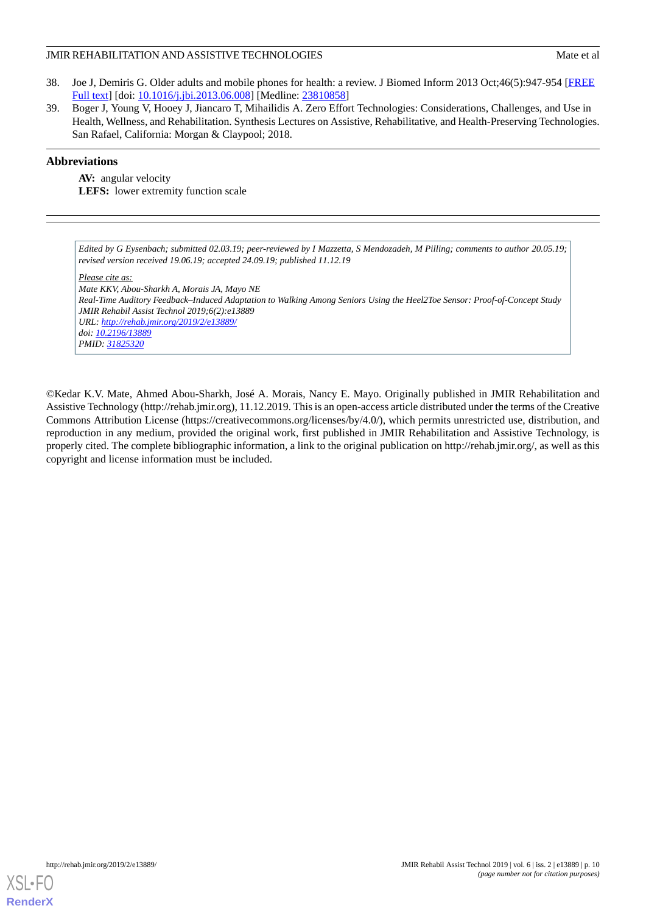38. Joe J, Demiris G. Older adults and mobile phones for health: a review. J Biomed Inform 2013 Oct;46(5):947-954 [FREE Full text] [doi: 10.1016/j.jbi.2013.06.008] [Medline: 23810858]
39. Boger J, Young V, Hooey J, Jiancaro T, Mihailidis A. Zero Effort Technologies: Considerations, Challenges, and Use in Health, Wellness, and Rehabilitation. Synthesis Lectures on Assistive, Rehabilitative, and Health-Preserving Technologies. San Rafael, California: Morgan & Claypool; 2018.

## Abbreviations

**AV:** angular velocity
**LEFS:** lower extremity function scale

*Edited by G Eysenbach; submitted 02.03.19; peer-reviewed by I Mazzetta, S Mendozadeh, M Pilling; comments to author 20.05.19; revised version received 19.06.19; accepted 24.09.19; published 11.12.19*

*Please cite as:*
*Mate KKV, Abou-Sharkh A, Morais JA, Mayo NE*
*Real-Time Auditory Feedback–Induced Adaptation to Walking Among Seniors Using the Heel2Toe Sensor: Proof-of-Concept Study*
*JMIR Rehabil Assist Technol 2019;6(2):e13889*
*URL: http://rehab.jmir.org/2019/2/e13889/*
*doi: 10.2196/13889*
*PMID: 31825320*

©Kedar K.V. Mate, Ahmed Abou-Sharkh, José A. Morais, Nancy E. Mayo. Originally published in JMIR Rehabilitation and Assistive Technology (http://rehab.jmir.org), 11.12.2019. This is an open-access article distributed under the terms of the Creative Commons Attribution License (https://creativecommons.org/licenses/by/4.0/), which permits unrestricted use, distribution, and reproduction in any medium, provided the original work, first published in JMIR Rehabilitation and Assistive Technology, is properly cited. The complete bibliographic information, a link to the original publication on http://rehab.jmir.org/, as well as this copyright and license information must be included.